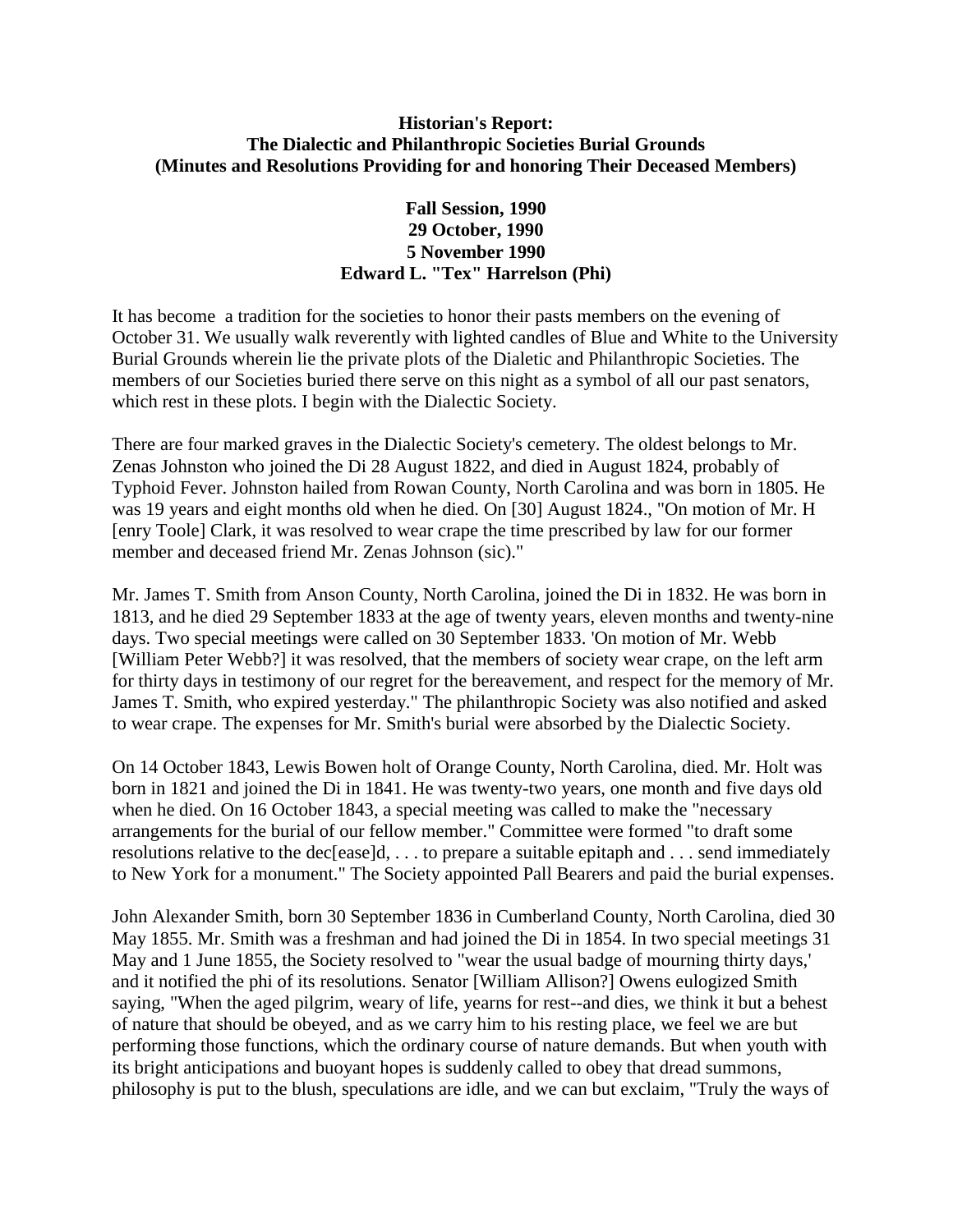**Historian's Report:**
**The Dialectic and Philanthropic Societies Burial Grounds**
**(Minutes and Resolutions Providing for and honoring Their Deceased Members)**

**Fall Session, 1990**
**29 October, 1990**
**5 November 1990**
**Edward L. "Tex" Harrelson (Phi)**

It has become a tradition for the societies to honor their pasts members on the evening of October 31. We usually walk reverently with lighted candles of Blue and White to the University Burial Grounds wherein lie the private plots of the Dialetic and Philanthropic Societies. The members of our Societies buried there serve on this night as a symbol of all our past senators, which rest in these plots. I begin with the Dialectic Society.

There are four marked graves in the Dialectic Society's cemetery. The oldest belongs to Mr. Zenas Johnston who joined the Di 28 August 1822, and died in August 1824, probably of Typhoid Fever. Johnston hailed from Rowan County, North Carolina and was born in 1805. He was 19 years and eight months old when he died. On [30] August 1824., "On motion of Mr. H [enry Toole] Clark, it was resolved to wear crape the time prescribed by law for our former member and deceased friend Mr. Zenas Johnson (sic)."

Mr. James T. Smith from Anson County, North Carolina, joined the Di in 1832. He was born in 1813, and he died 29 September 1833 at the age of twenty years, eleven months and twenty-nine days. Two special meetings were called on 30 September 1833. 'On motion of Mr. Webb [William Peter Webb?] it was resolved, that the members of society wear crape, on the left arm for thirty days in testimony of our regret for the bereavement, and respect for the memory of Mr. James T. Smith, who expired yesterday." The philanthropic Society was also notified and asked to wear crape. The expenses for Mr. Smith's burial were absorbed by the Dialectic Society.

On 14 October 1843, Lewis Bowen holt of Orange County, North Carolina, died. Mr. Holt was born in 1821 and joined the Di in 1841. He was twenty-two years, one month and five days old when he died. On 16 October 1843, a special meeting was called to make the "necessary arrangements for the burial of our fellow member." Committee were formed "to draft some resolutions relative to the dec[ease]d, . . . to prepare a suitable epitaph and . . . send immediately to New York for a monument." The Society appointed Pall Bearers and paid the burial expenses.

John Alexander Smith, born 30 September 1836 in Cumberland County, North Carolina, died 30 May 1855. Mr. Smith was a freshman and had joined the Di in 1854. In two special meetings 31 May and 1 June 1855, the Society resolved to "wear the usual badge of mourning thirty days,' and it notified the phi of its resolutions. Senator [William Allison?] Owens eulogized Smith saying, "When the aged pilgrim, weary of life, yearns for rest--and dies, we think it but a behest of nature that should be obeyed, and as we carry him to his resting place, we feel we are but performing those functions, which the ordinary course of nature demands. But when youth with its bright anticipations and buoyant hopes is suddenly called to obey that dread summons, philosophy is put to the blush, speculations are idle, and we can but exclaim, "Truly the ways of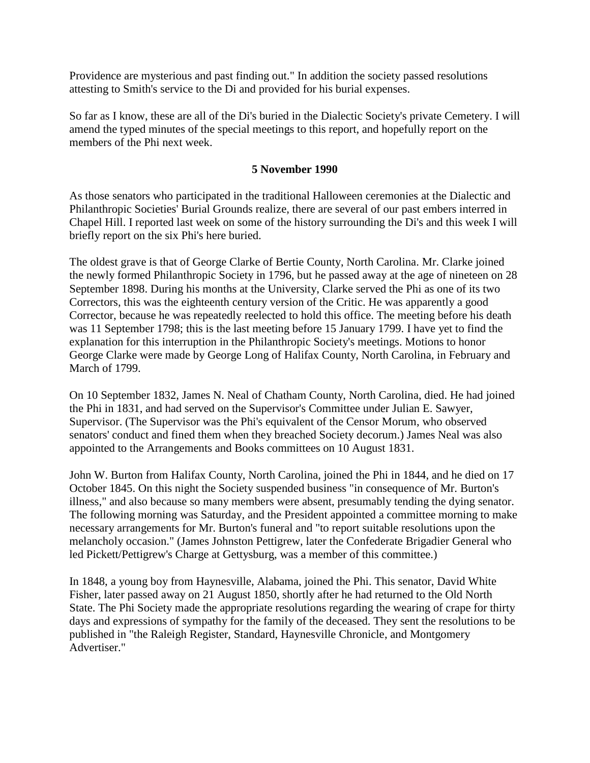Providence are mysterious and past finding out." In addition the society passed resolutions attesting to Smith's service to the Di and provided for his burial expenses.

So far as I know, these are all of the Di's buried in the Dialectic Society's private Cemetery. I will amend the typed minutes of the special meetings to this report, and hopefully report on the members of the Phi next week.

**5 November 1990**

As those senators who participated in the traditional Halloween ceremonies at the Dialectic and Philanthropic Societies' Burial Grounds realize, there are several of our past embers interred in Chapel Hill. I reported last week on some of the history surrounding the Di's and this week I will briefly report on the six Phi's here buried.

The oldest grave is that of George Clarke of Bertie County, North Carolina. Mr. Clarke joined the newly formed Philanthropic Society in 1796, but he passed away at the age of nineteen on 28 September 1898. During his months at the University, Clarke served the Phi as one of its two Correctors, this was the eighteenth century version of the Critic. He was apparently a good Corrector, because he was repeatedly reelected to hold this office. The meeting before his death was 11 September 1798; this is the last meeting before 15 January 1799. I have yet to find the explanation for this interruption in the Philanthropic Society's meetings. Motions to honor George Clarke were made by George Long of Halifax County, North Carolina, in February and March of 1799.

On 10 September 1832, James N. Neal of Chatham County, North Carolina, died. He had joined the Phi in 1831, and had served on the Supervisor's Committee under Julian E. Sawyer, Supervisor. (The Supervisor was the Phi's equivalent of the Censor Morum, who observed senators' conduct and fined them when they breached Society decorum.) James Neal was also appointed to the Arrangements and Books committees on 10 August 1831.

John W. Burton from Halifax County, North Carolina, joined the Phi in 1844, and he died on 17 October 1845. On this night the Society suspended business "in consequence of Mr. Burton's illness," and also because so many members were absent, presumably tending the dying senator. The following morning was Saturday, and the President appointed a committee morning to make necessary arrangements for Mr. Burton's funeral and "to report suitable resolutions upon the melancholy occasion." (James Johnston Pettigrew, later the Confederate Brigadier General who led Pickett/Pettigrew's Charge at Gettysburg, was a member of this committee.)

In 1848, a young boy from Haynesville, Alabama, joined the Phi. This senator, David White Fisher, later passed away on 21 August 1850, shortly after he had returned to the Old North State. The Phi Society made the appropriate resolutions regarding the wearing of crape for thirty days and expressions of sympathy for the family of the deceased. They sent the resolutions to be published in "the Raleigh Register, Standard, Haynesville Chronicle, and Montgomery Advertiser."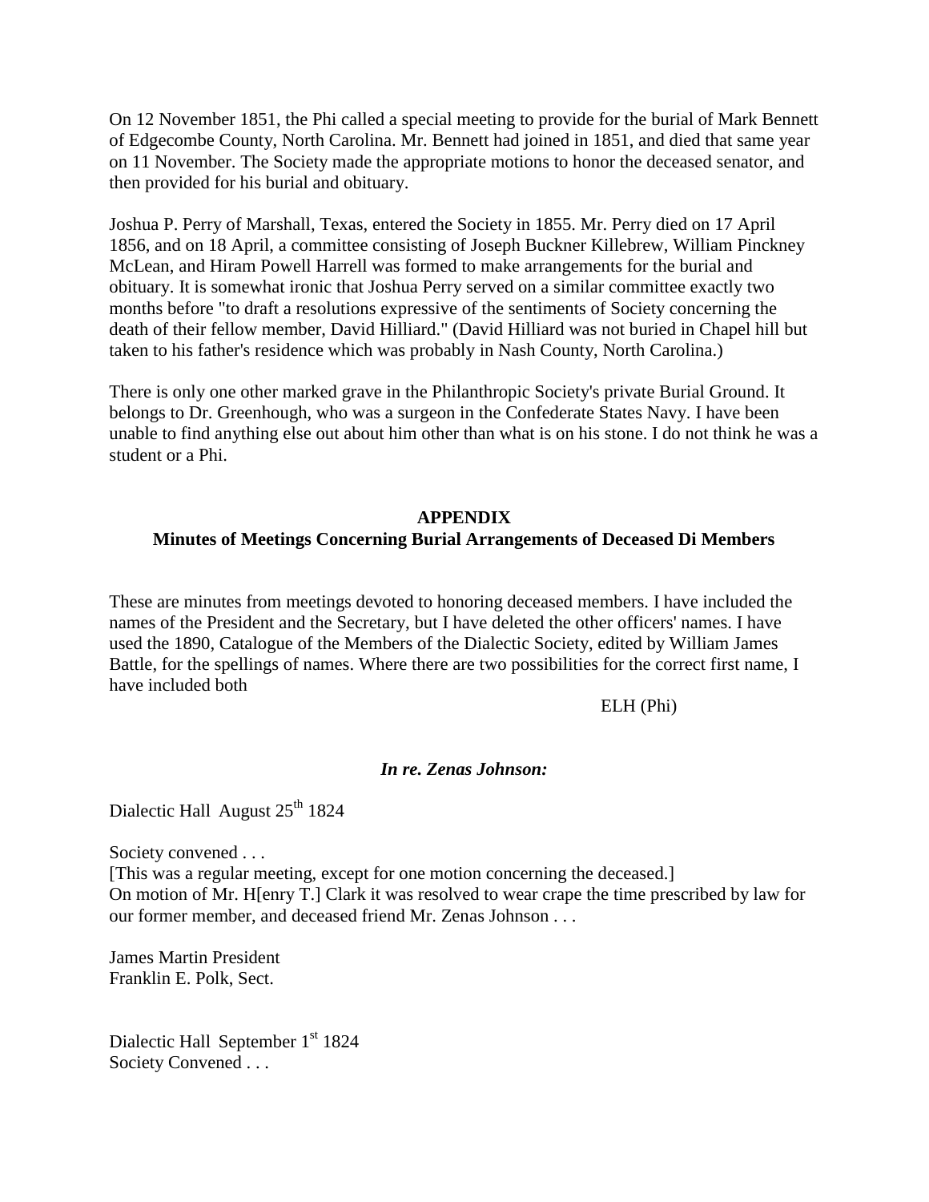On 12 November 1851, the Phi called a special meeting to provide for the burial of Mark Bennett of Edgecombe County, North Carolina. Mr. Bennett had joined in 1851, and died that same year on 11 November. The Society made the appropriate motions to honor the deceased senator, and then provided for his burial and obituary.

Joshua P. Perry of Marshall, Texas, entered the Society in 1855. Mr. Perry died on 17 April 1856, and on 18 April, a committee consisting of Joseph Buckner Killebrew, William Pinckney McLean, and Hiram Powell Harrell was formed to make arrangements for the burial and obituary. It is somewhat ironic that Joshua Perry served on a similar committee exactly two months before "to draft a resolutions expressive of the sentiments of Society concerning the death of their fellow member, David Hilliard." (David Hilliard was not buried in Chapel hill but taken to his father's residence which was probably in Nash County, North Carolina.)

There is only one other marked grave in the Philanthropic Society's private Burial Ground. It belongs to Dr. Greenhough, who was a surgeon in the Confederate States Navy. I have been unable to find anything else out about him other than what is on his stone. I do not think he was a student or a Phi.

## APPENDIX
## Minutes of Meetings Concerning Burial Arrangements of Deceased Di Members

These are minutes from meetings devoted to honoring deceased members. I have included the names of the President and the Secretary, but I have deleted the other officers' names. I have used the 1890, Catalogue of the Members of the Dialectic Society, edited by William James Battle, for the spellings of names. Where there are two possibilities for the correct first name, I have included both

ELH (Phi)

### *In re. Zenas Johnson:*

Dialectic Hall August 25th 1824

Society convened . . .
[This was a regular meeting, except for one motion concerning the deceased.]
On motion of Mr. H[enry T.] Clark it was resolved to wear crape the time prescribed by law for our former member, and deceased friend Mr. Zenas Johnson . . .

James Martin President
Franklin E. Polk, Sect.

Dialectic Hall September 1st 1824
Society Convened . . .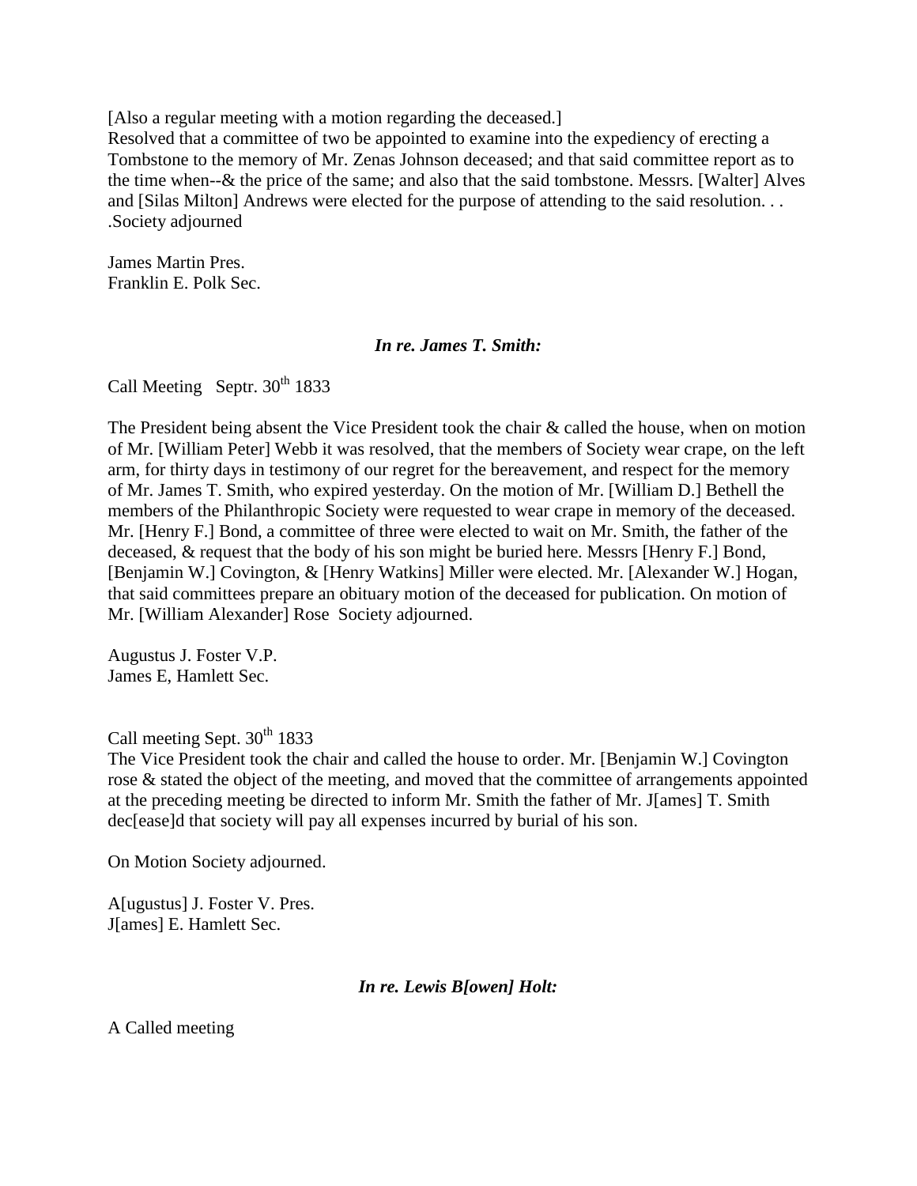[Also a regular meeting with a motion regarding the deceased.]
Resolved that a committee of two be appointed to examine into the expediency of erecting a Tombstone to the memory of Mr. Zenas Johnson deceased; and that said committee report as to the time when--& the price of the same; and also that the said tombstone. Messrs. [Walter] Alves and [Silas Milton] Andrews were elected for the purpose of attending to the said resolution. . . .Society adjourned

James Martin Pres.
Franklin E. Polk Sec.

### *In re. James T. Smith:*

Call Meeting Septr. 30th 1833

The President being absent the Vice President took the chair & called the house, when on motion of Mr. [William Peter] Webb it was resolved, that the members of Society wear crape, on the left arm, for thirty days in testimony of our regret for the bereavement, and respect for the memory of Mr. James T. Smith, who expired yesterday. On the motion of Mr. [William D.] Bethell the members of the Philanthropic Society were requested to wear crape in memory of the deceased. Mr. [Henry F.] Bond, a committee of three were elected to wait on Mr. Smith, the father of the deceased, & request that the body of his son might be buried here. Messrs [Henry F.] Bond, [Benjamin W.] Covington, & [Henry Watkins] Miller were elected. Mr. [Alexander W.] Hogan, that said committees prepare an obituary motion of the deceased for publication. On motion of Mr. [William Alexander] Rose Society adjourned.

Augustus J. Foster V.P.
James E, Hamlett Sec.

Call meeting Sept. 30th 1833
The Vice President took the chair and called the house to order. Mr. [Benjamin W.] Covington rose & stated the object of the meeting, and moved that the committee of arrangements appointed at the preceding meeting be directed to inform Mr. Smith the father of Mr. J[ames] T. Smith dec[ease]d that society will pay all expenses incurred by burial of his son.

On Motion Society adjourned.

A[ugustus] J. Foster V. Pres.
J[ames] E. Hamlett Sec.

### *In re. Lewis B[owen] Holt:*

A Called meeting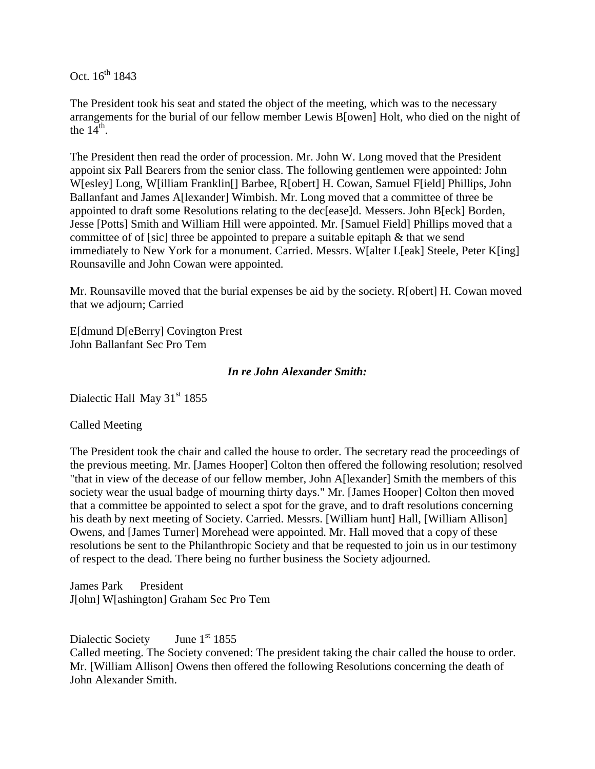Oct. 16th 1843

The President took his seat and stated the object of the meeting, which was to the necessary arrangements for the burial of our fellow member Lewis B[owen] Holt, who died on the night of the 14th.

The President then read the order of procession. Mr. John W. Long moved that the President appoint six Pall Bearers from the senior class. The following gentlemen were appointed: John W[esley] Long, W[illiam Franklin[] Barbee, R[obert] H. Cowan, Samuel F[ield] Phillips, John Ballanfant and James A[lexander] Wimbish. Mr. Long moved that a committee of three be appointed to draft some Resolutions relating to the dec[ease]d. Messers. John B[eck] Borden, Jesse [Potts] Smith and William Hill were appointed. Mr. [Samuel Field] Phillips moved that a committee of of [sic] three be appointed to prepare a suitable epitaph & that we send immediately to New York for a monument. Carried. Messrs. W[alter L[eak] Steele, Peter K[ing] Rounsaville and John Cowan were appointed.

Mr. Rounsaville moved that the burial expenses be aid by the society. R[obert] H. Cowan moved that we adjourn; Carried

E[dmund D[eBerry] Covington Prest
John Ballanfant Sec Pro Tem

***In re John Alexander Smith:***

Dialectic Hall May 31st 1855

Called Meeting

The President took the chair and called the house to order. The secretary read the proceedings of the previous meeting. Mr. [James Hooper] Colton then offered the following resolution; resolved "that in view of the decease of our fellow member, John A[lexander] Smith the members of this society wear the usual badge of mourning thirty days." Mr. [James Hooper] Colton then moved that a committee be appointed to select a spot for the grave, and to draft resolutions concerning his death by next meeting of Society. Carried. Messrs. [William hunt] Hall, [William Allison] Owens, and [James Turner] Morehead were appointed. Mr. Hall moved that a copy of these resolutions be sent to the Philanthropic Society and that be requested to join us in our testimony of respect to the dead. There being no further business the Society adjourned.

James Park President
J[ohn] W[ashington] Graham Sec Pro Tem

Dialectic Society June 1st 1855
Called meeting. The Society convened: The president taking the chair called the house to order. Mr. [William Allison] Owens then offered the following Resolutions concerning the death of John Alexander Smith.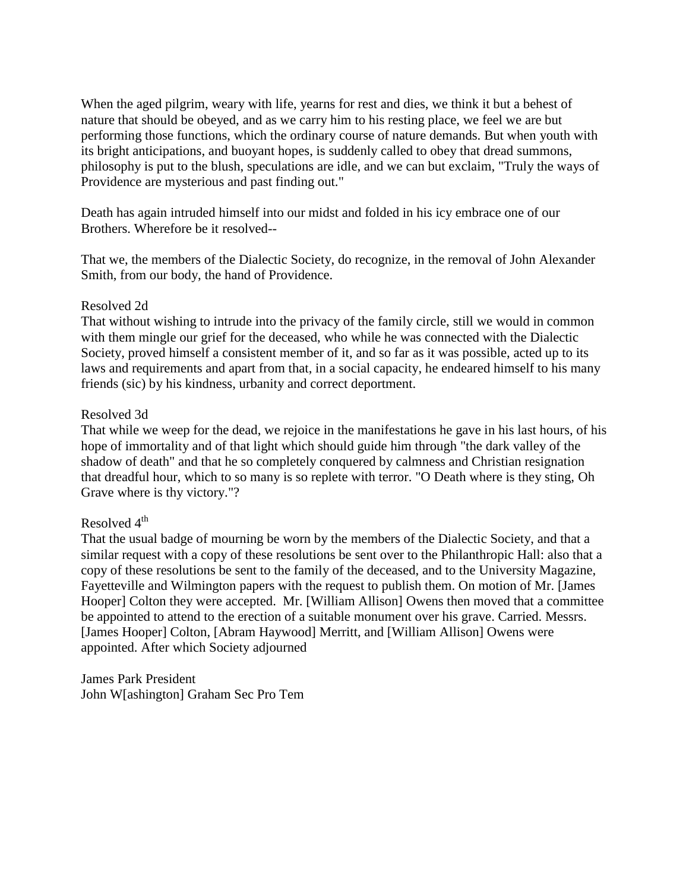When the aged pilgrim, weary with life, yearns for rest and dies, we think it but a behest of nature that should be obeyed, and as we carry him to his resting place, we feel we are but performing those functions, which the ordinary course of nature demands. But when youth with its bright anticipations, and buoyant hopes, is suddenly called to obey that dread summons, philosophy is put to the blush, speculations are idle, and we can but exclaim, "Truly the ways of Providence are mysterious and past finding out."

Death has again intruded himself into our midst and folded in his icy embrace one of our Brothers. Wherefore be it resolved--

That we, the members of the Dialectic Society, do recognize, in the removal of John Alexander Smith, from our body, the hand of Providence.

Resolved 2d
That without wishing to intrude into the privacy of the family circle, still we would in common with them mingle our grief for the deceased, who while he was connected with the Dialectic Society, proved himself a consistent member of it, and so far as it was possible, acted up to its laws and requirements and apart from that, in a social capacity, he endeared himself to his many friends (sic) by his kindness, urbanity and correct deportment.

Resolved 3d
That while we weep for the dead, we rejoice in the manifestations he gave in his last hours, of his hope of immortality and of that light which should guide him through "the dark valley of the shadow of death" and that he so completely conquered by calmness and Christian resignation that dreadful hour, which to so many is so replete with terror. "O Death where is they sting, Oh Grave where is thy victory."?

Resolved 4th
That the usual badge of mourning be worn by the members of the Dialectic Society, and that a similar request with a copy of these resolutions be sent over to the Philanthropic Hall: also that a copy of these resolutions be sent to the family of the deceased, and to the University Magazine, Fayetteville and Wilmington papers with the request to publish them. On motion of Mr. [James Hooper] Colton they were accepted. Mr. [William Allison] Owens then moved that a committee be appointed to attend to the erection of a suitable monument over his grave. Carried. Messrs. [James Hooper] Colton, [Abram Haywood] Merritt, and [William Allison] Owens were appointed. After which Society adjourned

James Park President
John W[ashington] Graham Sec Pro Tem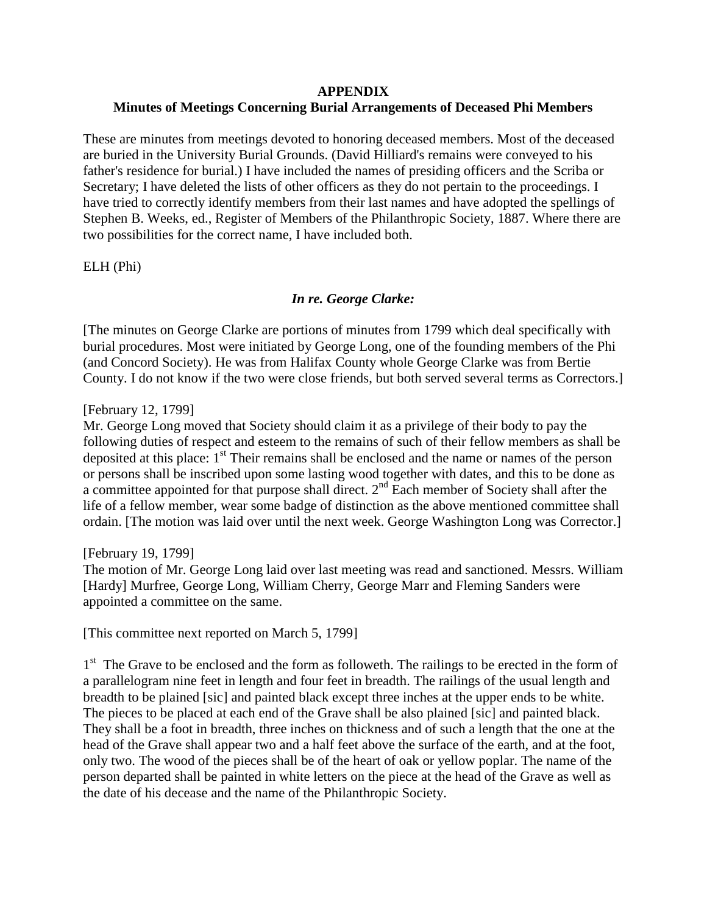**APPENDIX**

**Minutes of Meetings Concerning Burial Arrangements of Deceased Phi Members**

These are minutes from meetings devoted to honoring deceased members. Most of the deceased are buried in the University Burial Grounds. (David Hilliard's remains were conveyed to his father's residence for burial.) I have included the names of presiding officers and the Scriba or Secretary; I have deleted the lists of other officers as they do not pertain to the proceedings. I have tried to correctly identify members from their last names and have adopted the spellings of Stephen B. Weeks, ed., Register of Members of the Philanthropic Society, 1887. Where there are two possibilities for the correct name, I have included both.

ELH (Phi)

***In re. George Clarke:***

[The minutes on George Clarke are portions of minutes from 1799 which deal specifically with burial procedures. Most were initiated by George Long, one of the founding members of the Phi (and Concord Society). He was from Halifax County whole George Clarke was from Bertie County. I do not know if the two were close friends, but both served several terms as Correctors.]

[February 12, 1799]
Mr. George Long moved that Society should claim it as a privilege of their body to pay the following duties of respect and esteem to the remains of such of their fellow members as shall be deposited at this place: 1st Their remains shall be enclosed and the name or names of the person or persons shall be inscribed upon some lasting wood together with dates, and this to be done as a committee appointed for that purpose shall direct. 2nd Each member of Society shall after the life of a fellow member, wear some badge of distinction as the above mentioned committee shall ordain. [The motion was laid over until the next week. George Washington Long was Corrector.]

[February 19, 1799]
The motion of Mr. George Long laid over last meeting was read and sanctioned. Messrs. William [Hardy] Murfree, George Long, William Cherry, George Marr and Fleming Sanders were appointed a committee on the same.

[This committee next reported on March 5, 1799]

1st The Grave to be enclosed and the form as followeth. The railings to be erected in the form of a parallelogram nine feet in length and four feet in breadth. The railings of the usual length and breadth to be plained [sic] and painted black except three inches at the upper ends to be white. The pieces to be placed at each end of the Grave shall be also plained [sic] and painted black. They shall be a foot in breadth, three inches on thickness and of such a length that the one at the head of the Grave shall appear two and a half feet above the surface of the earth, and at the foot, only two. The wood of the pieces shall be of the heart of oak or yellow poplar. The name of the person departed shall be painted in white letters on the piece at the head of the Grave as well as the date of his decease and the name of the Philanthropic Society.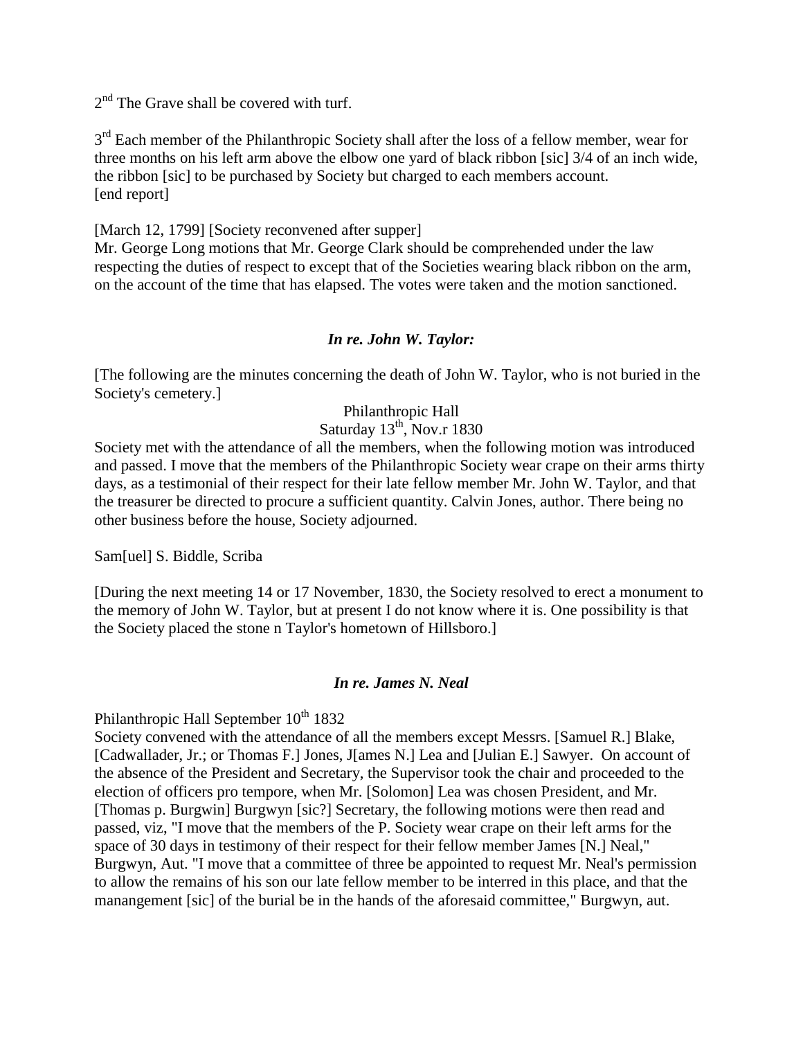2nd The Grave shall be covered with turf.

3rd Each member of the Philanthropic Society shall after the loss of a fellow member, wear for three months on his left arm above the elbow one yard of black ribbon [sic] 3/4 of an inch wide, the ribbon [sic] to be purchased by Society but charged to each members account.
[end report]

[March 12, 1799] [Society reconvened after supper]
Mr. George Long motions that Mr. George Clark should be comprehended under the law respecting the duties of respect to except that of the Societies wearing black ribbon on the arm, on the account of the time that has elapsed. The votes were taken and the motion sanctioned.

### *In re. John W. Taylor:*

[The following are the minutes concerning the death of John W. Taylor, who is not buried in the Society's cemetery.]

Philanthropic Hall
Saturday 13th, Nov.r 1830

Society met with the attendance of all the members, when the following motion was introduced and passed. I move that the members of the Philanthropic Society wear crape on their arms thirty days, as a testimonial of their respect for their late fellow member Mr. John W. Taylor, and that the treasurer be directed to procure a sufficient quantity. Calvin Jones, author. There being no other business before the house, Society adjourned.

Sam[uel] S. Biddle, Scriba

[During the next meeting 14 or 17 November, 1830, the Society resolved to erect a monument to the memory of John W. Taylor, but at present I do not know where it is. One possibility is that the Society placed the stone n Taylor's hometown of Hillsboro.]

### *In re. James N. Neal*

Philanthropic Hall September 10th 1832
Society convened with the attendance of all the members except Messrs. [Samuel R.] Blake, [Cadwallader, Jr.; or Thomas F.] Jones, J[ames N.] Lea and [Julian E.] Sawyer. On account of the absence of the President and Secretary, the Supervisor took the chair and proceeded to the election of officers pro tempore, when Mr. [Solomon] Lea was chosen President, and Mr. [Thomas p. Burgwin] Burgwyn [sic?] Secretary, the following motions were then read and passed, viz, "I move that the members of the P. Society wear crape on their left arms for the space of 30 days in testimony of their respect for their fellow member James [N.] Neal," Burgwyn, Aut. "I move that a committee of three be appointed to request Mr. Neal's permission to allow the remains of his son our late fellow member to be interred in this place, and that the manangement [sic] of the burial be in the hands of the aforesaid committee," Burgwyn, aut.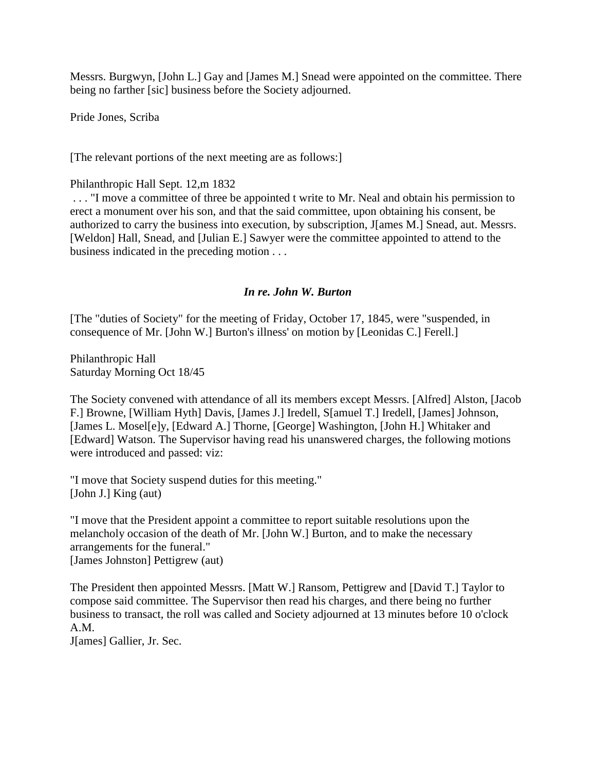Messrs. Burgwyn, [John L.] Gay and [James M.] Snead were appointed on the committee. There being no farther [sic] business before the Society adjourned.

Pride Jones, Scriba

[The relevant portions of the next meeting are as follows:]

Philanthropic Hall Sept. 12,m 1832
. . . "I move a committee of three be appointed t write to Mr. Neal and obtain his permission to erect a monument over his son, and that the said committee, upon obtaining his consent, be authorized to carry the business into execution, by subscription, J[ames M.] Snead, aut. Messrs. [Weldon] Hall, Snead, and [Julian E.] Sawyer were the committee appointed to attend to the business indicated in the preceding motion . . .

### *In re. John W. Burton*

[The "duties of Society" for the meeting of Friday, October 17, 1845, were "suspended, in consequence of Mr. [John W.] Burton's illness' on motion by [Leonidas C.] Ferell.]

Philanthropic Hall
Saturday Morning Oct 18/45

The Society convened with attendance of all its members except Messrs. [Alfred] Alston, [Jacob F.] Browne, [William Hyth] Davis, [James J.] Iredell, S[amuel T.] Iredell, [James] Johnson, [James L. Mosel[e]y, [Edward A.] Thorne, [George] Washington, [John H.] Whitaker and [Edward] Watson. The Supervisor having read his unanswered charges, the following motions were introduced and passed: viz:

"I move that Society suspend duties for this meeting."
[John J.] King (aut)

"I move that the President appoint a committee to report suitable resolutions upon the melancholy occasion of the death of Mr. [John W.] Burton, and to make the necessary arrangements for the funeral."
[James Johnston] Pettigrew (aut)

The President then appointed Messrs. [Matt W.] Ransom, Pettigrew and [David T.] Taylor to compose said committee. The Supervisor then read his charges, and there being no further business to transact, the roll was called and Society adjourned at 13 minutes before 10 o'clock A.M.
J[ames] Gallier, Jr. Sec.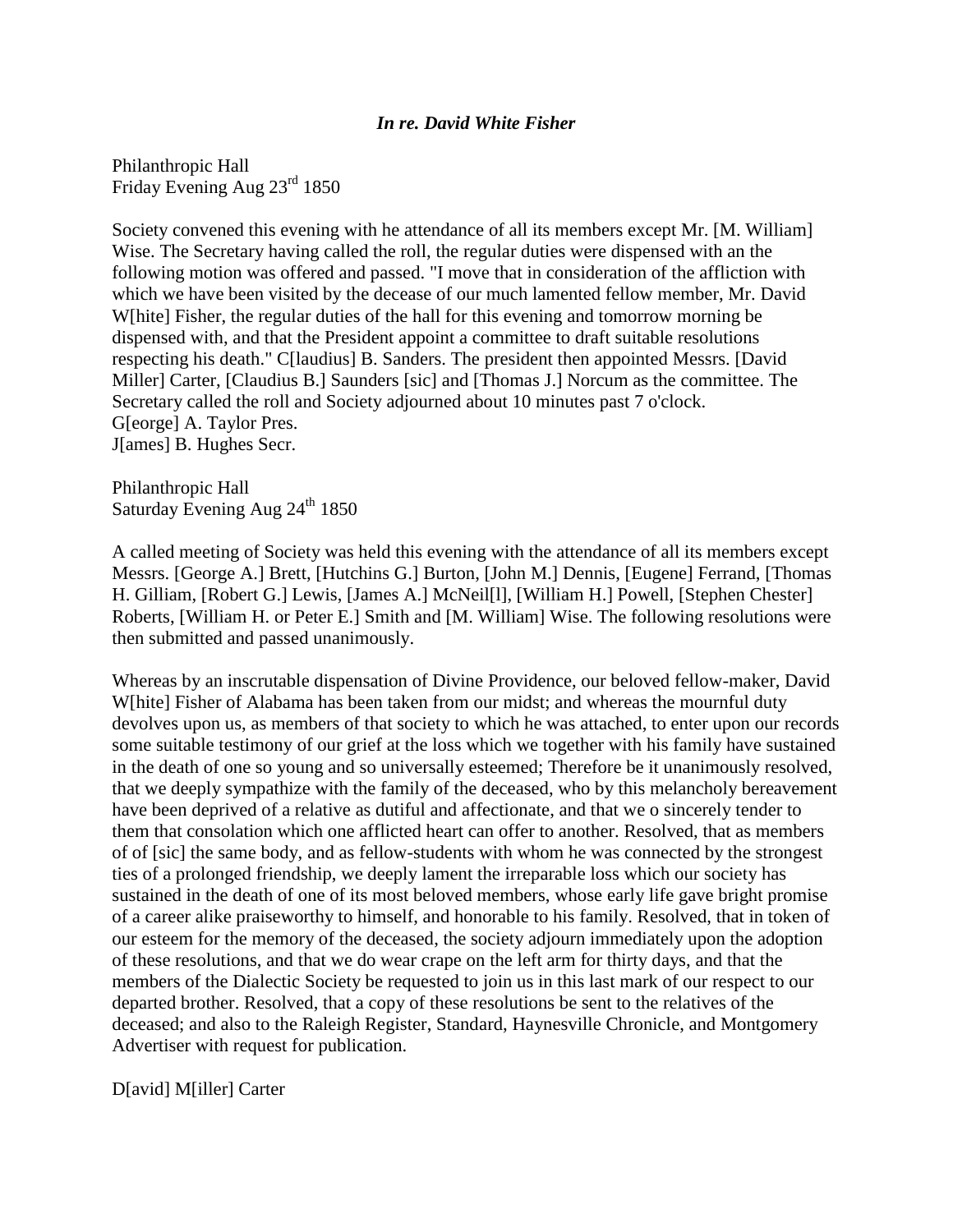### *In re. David White Fisher*

Philanthropic Hall
Friday Evening Aug 23rd 1850

Society convened this evening with he attendance of all its members except Mr. [M. William] Wise. The Secretary having called the roll, the regular duties were dispensed with an the following motion was offered and passed. "I move that in consideration of the affliction with which we have been visited by the decease of our much lamented fellow member, Mr. David W[hite] Fisher, the regular duties of the hall for this evening and tomorrow morning be dispensed with, and that the President appoint a committee to draft suitable resolutions respecting his death." C[laudius] B. Sanders. The president then appointed Messrs. [David Miller] Carter, [Claudius B.] Saunders [sic] and [Thomas J.] Norcum as the committee. The Secretary called the roll and Society adjourned about 10 minutes past 7 o'clock.
G[eorge] A. Taylor Pres.
J[ames] B. Hughes Secr.

Philanthropic Hall
Saturday Evening Aug 24th 1850

A called meeting of Society was held this evening with the attendance of all its members except Messrs. [George A.] Brett, [Hutchins G.] Burton, [John M.] Dennis, [Eugene] Ferrand, [Thomas H. Gilliam, [Robert G.] Lewis, [James A.] McNeil[l], [William H.] Powell, [Stephen Chester] Roberts, [William H. or Peter E.] Smith and [M. William] Wise. The following resolutions were then submitted and passed unanimously.

Whereas by an inscrutable dispensation of Divine Providence, our beloved fellow-maker, David W[hite] Fisher of Alabama has been taken from our midst; and whereas the mournful duty devolves upon us, as members of that society to which he was attached, to enter upon our records some suitable testimony of our grief at the loss which we together with his family have sustained in the death of one so young and so universally esteemed; Therefore be it unanimously resolved, that we deeply sympathize with the family of the deceased, who by this melancholy bereavement have been deprived of a relative as dutiful and affectionate, and that we o sincerely tender to them that consolation which one afflicted heart can offer to another. Resolved, that as members of of [sic] the same body, and as fellow-students with whom he was connected by the strongest ties of a prolonged friendship, we deeply lament the irreparable loss which our society has sustained in the death of one of its most beloved members, whose early life gave bright promise of a career alike praiseworthy to himself, and honorable to his family. Resolved, that in token of our esteem for the memory of the deceased, the society adjourn immediately upon the adoption of these resolutions, and that we do wear crape on the left arm for thirty days, and that the members of the Dialectic Society be requested to join us in this last mark of our respect to our departed brother. Resolved, that a copy of these resolutions be sent to the relatives of the deceased; and also to the Raleigh Register, Standard, Haynesville Chronicle, and Montgomery Advertiser with request for publication.

D[avid] M[iller] Carter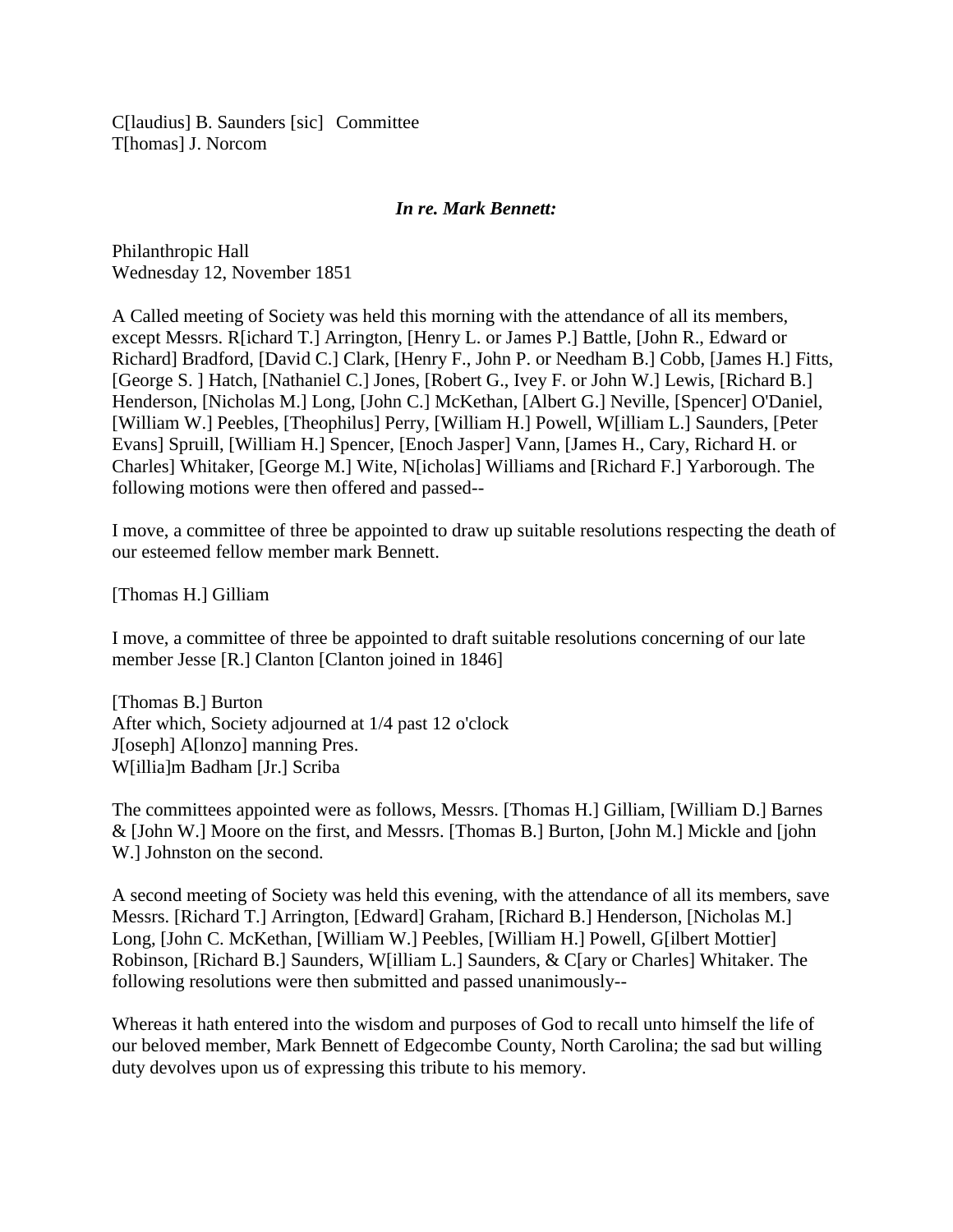C[laudius] B. Saunders [sic]   Committee
T[homas] J. Norcom

***In re. Mark Bennett:***

Philanthropic Hall
Wednesday 12, November 1851

A Called meeting of Society was held this morning with the attendance of all its members, except Messrs. R[ichard T.] Arrington, [Henry L. or James P.] Battle, [John R., Edward or Richard] Bradford, [David C.] Clark, [Henry F., John P. or Needham B.] Cobb, [James H.] Fitts, [George S. ] Hatch, [Nathaniel C.] Jones, [Robert G., Ivey F. or John W.] Lewis, [Richard B.] Henderson, [Nicholas M.] Long, [John C.] McKethan, [Albert G.] Neville, [Spencer] O'Daniel, [William W.] Peebles, [Theophilus] Perry, [William H.] Powell, W[illiam L.] Saunders, [Peter Evans] Spruill, [William H.] Spencer, [Enoch Jasper] Vann, [James H., Cary, Richard H. or Charles] Whitaker, [George M.] Wite, N[icholas] Williams and [Richard F.] Yarborough. The following motions were then offered and passed--

I move, a committee of three be appointed to draw up suitable resolutions respecting the death of our esteemed fellow member mark Bennett.

[Thomas H.] Gilliam

I move, a committee of three be appointed to draft suitable resolutions concerning of our late member Jesse [R.] Clanton [Clanton joined in 1846]

[Thomas B.] Burton
After which, Society adjourned at 1/4 past 12 o'clock
J[oseph] A[lonzo] manning Pres.
W[illia]m Badham [Jr.] Scriba

The committees appointed were as follows, Messrs. [Thomas H.] Gilliam, [William D.] Barnes & [John W.] Moore on the first, and Messrs. [Thomas B.] Burton, [John M.] Mickle and [john W.] Johnston on the second.

A second meeting of Society was held this evening, with the attendance of all its members, save Messrs. [Richard T.] Arrington, [Edward] Graham, [Richard B.] Henderson, [Nicholas M.] Long, [John C. McKethan, [William W.] Peebles, [William H.] Powell, G[ilbert Mottier] Robinson, [Richard B.] Saunders, W[illiam L.] Saunders, & C[ary or Charles] Whitaker. The following resolutions were then submitted and passed unanimously--

Whereas it hath entered into the wisdom and purposes of God to recall unto himself the life of our beloved member, Mark Bennett of Edgecombe County, North Carolina; the sad but willing duty devolves upon us of expressing this tribute to his memory.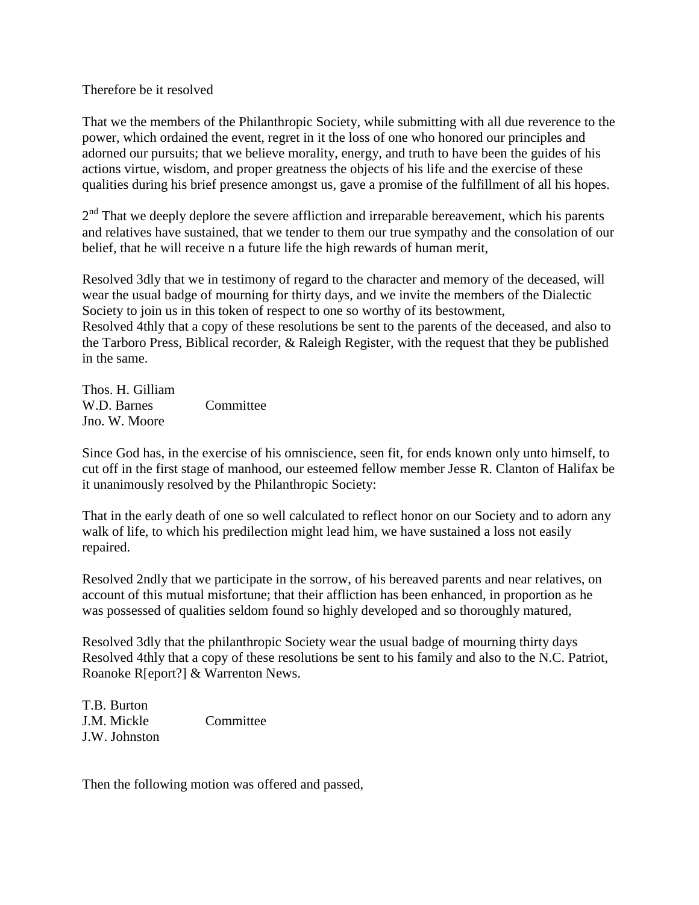Therefore be it resolved

That we the members of the Philanthropic Society, while submitting with all due reverence to the power, which ordained the event, regret in it the loss of one who honored our principles and adorned our pursuits; that we believe morality, energy, and truth to have been the guides of his actions virtue, wisdom, and proper greatness the objects of his life and the exercise of these qualities during his brief presence amongst us, gave a promise of the fulfillment of all his hopes.

2nd That we deeply deplore the severe affliction and irreparable bereavement, which his parents and relatives have sustained, that we tender to them our true sympathy and the consolation of our belief, that he will receive n a future life the high rewards of human merit,

Resolved 3dly that we in testimony of regard to the character and memory of the deceased, will wear the usual badge of mourning for thirty days, and we invite the members of the Dialectic Society to join us in this token of respect to one so worthy of its bestowment,
Resolved 4thly that a copy of these resolutions be sent to the parents of the deceased, and also to the Tarboro Press, Biblical recorder, & Raleigh Register, with the request that they be published in the same.

Thos. H. Gilliam
W.D. Barnes Committee
Jno. W. Moore

Since God has, in the exercise of his omniscience, seen fit, for ends known only unto himself, to cut off in the first stage of manhood, our esteemed fellow member Jesse R. Clanton of Halifax be it unanimously resolved by the Philanthropic Society:

That in the early death of one so well calculated to reflect honor on our Society and to adorn any walk of life, to which his predilection might lead him, we have sustained a loss not easily repaired.

Resolved 2ndly that we participate in the sorrow, of his bereaved parents and near relatives, on account of this mutual misfortune; that their affliction has been enhanced, in proportion as he was possessed of qualities seldom found so highly developed and so thoroughly matured,

Resolved 3dly that the philanthropic Society wear the usual badge of mourning thirty days
Resolved 4thly that a copy of these resolutions be sent to his family and also to the N.C. Patriot, Roanoke R[eport?] & Warrenton News.

T.B. Burton
J.M. Mickle Committee
J.W. Johnston

Then the following motion was offered and passed,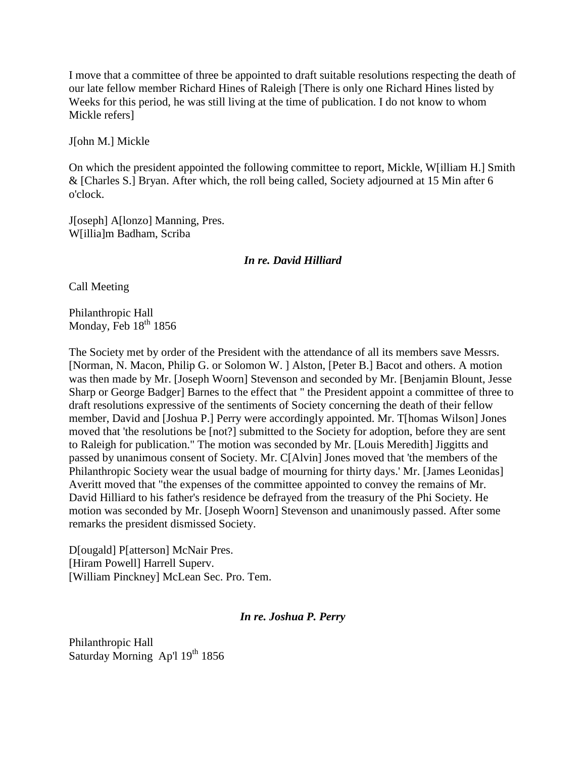I move that a committee of three be appointed to draft suitable resolutions respecting the death of our late fellow member Richard Hines of Raleigh [There is only one Richard Hines listed by Weeks for this period, he was still living at the time of publication. I do not know to whom Mickle refers]

J[ohn M.] Mickle

On which the president appointed the following committee to report, Mickle, W[illiam H.] Smith & [Charles S.] Bryan. After which, the roll being called, Society adjourned at 15 Min after 6 o'clock.

J[oseph] A[lonzo] Manning, Pres.
W[illia]m Badham, Scriba

### *In re. David Hilliard*

Call Meeting

Philanthropic Hall
Monday, Feb 18th 1856

The Society met by order of the President with the attendance of all its members save Messrs. [Norman, N. Macon, Philip G. or Solomon W. ] Alston, [Peter B.] Bacot and others. A motion was then made by Mr. [Joseph Woorn] Stevenson and seconded by Mr. [Benjamin Blount, Jesse Sharp or George Badger] Barnes to the effect that " the President appoint a committee of three to draft resolutions expressive of the sentiments of Society concerning the death of their fellow member, David and [Joshua P.] Perry were accordingly appointed. Mr. T[homas Wilson] Jones moved that 'the resolutions be [not?] submitted to the Society for adoption, before they are sent to Raleigh for publication." The motion was seconded by Mr. [Louis Meredith] Jiggitts and passed by unanimous consent of Society. Mr. C[Alvin] Jones moved that 'the members of the Philanthropic Society wear the usual badge of mourning for thirty days.' Mr. [James Leonidas] Averitt moved that "the expenses of the committee appointed to convey the remains of Mr. David Hilliard to his father's residence be defrayed from the treasury of the Phi Society. He motion was seconded by Mr. [Joseph Woorn] Stevenson and unanimously passed. After some remarks the president dismissed Society.

D[ougald] P[atterson] McNair Pres.
[Hiram Powell] Harrell Superv.
[William Pinckney] McLean Sec. Pro. Tem.

### *In re. Joshua P. Perry*

Philanthropic Hall
Saturday Morning Ap'l 19th 1856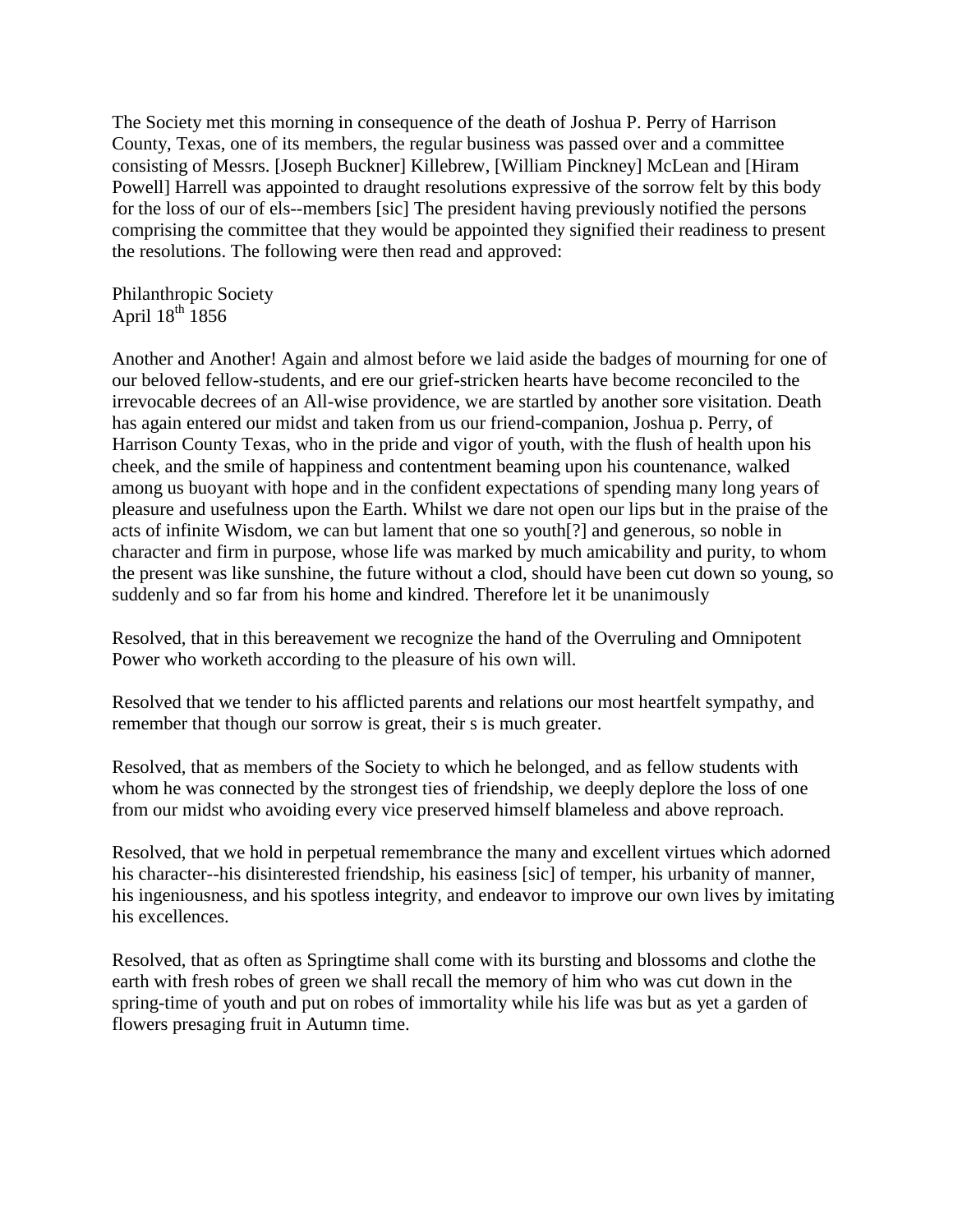The Society met this morning in consequence of the death of Joshua P. Perry of Harrison County, Texas, one of its members, the regular business was passed over and a committee consisting of Messrs. [Joseph Buckner] Killebrew, [William Pinckney] McLean and [Hiram Powell] Harrell was appointed to draught resolutions expressive of the sorrow felt by this body for the loss of our of els--members [sic] The president having previously notified the persons comprising the committee that they would be appointed they signified their readiness to present the resolutions. The following were then read and approved:

Philanthropic Society
April 18th 1856

Another and Another! Again and almost before we laid aside the badges of mourning for one of our beloved fellow-students, and ere our grief-stricken hearts have become reconciled to the irrevocable decrees of an All-wise providence, we are startled by another sore visitation. Death has again entered our midst and taken from us our friend-companion, Joshua p. Perry, of Harrison County Texas, who in the pride and vigor of youth, with the flush of health upon his cheek, and the smile of happiness and contentment beaming upon his countenance, walked among us buoyant with hope and in the confident expectations of spending many long years of pleasure and usefulness upon the Earth. Whilst we dare not open our lips but in the praise of the acts of infinite Wisdom, we can but lament that one so youth[?] and generous, so noble in character and firm in purpose, whose life was marked by much amicability and purity, to whom the present was like sunshine, the future without a clod, should have been cut down so young, so suddenly and so far from his home and kindred. Therefore let it be unanimously

Resolved, that in this bereavement we recognize the hand of the Overruling and Omnipotent Power who worketh according to the pleasure of his own will.

Resolved that we tender to his afflicted parents and relations our most heartfelt sympathy, and remember that though our sorrow is great, their s is much greater.

Resolved, that as members of the Society to which he belonged, and as fellow students with whom he was connected by the strongest ties of friendship, we deeply deplore the loss of one from our midst who avoiding every vice preserved himself blameless and above reproach.

Resolved, that we hold in perpetual remembrance the many and excellent virtues which adorned his character--his disinterested friendship, his easiness [sic] of temper, his urbanity of manner, his ingeniousness, and his spotless integrity, and endeavor to improve our own lives by imitating his excellences.

Resolved, that as often as Springtime shall come with its bursting and blossoms and clothe the earth with fresh robes of green we shall recall the memory of him who was cut down in the spring-time of youth and put on robes of immortality while his life was but as yet a garden of flowers presaging fruit in Autumn time.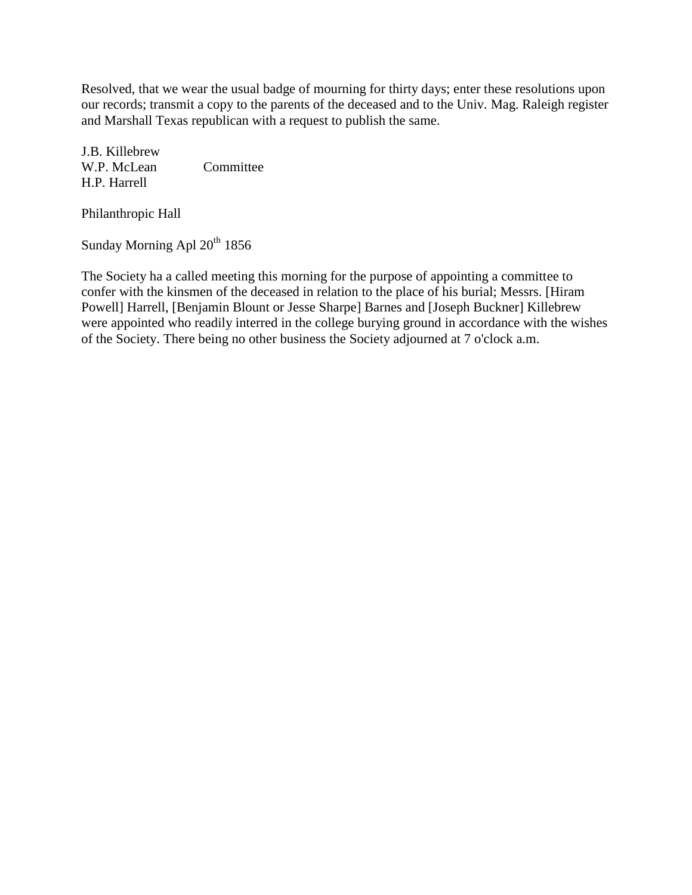Resolved, that we wear the usual badge of mourning for thirty days; enter these resolutions upon our records; transmit a copy to the parents of the deceased and to the Univ. Mag. Raleigh register and Marshall Texas republican with a request to publish the same.

J.B. Killebrew  
W.P. McLean    Committee  
H.P. Harrell

Philanthropic Hall

Sunday Morning Apl 20th 1856

The Society ha a called meeting this morning for the purpose of appointing a committee to confer with the kinsmen of the deceased in relation to the place of his burial; Messrs. [Hiram Powell] Harrell, [Benjamin Blount or Jesse Sharpe] Barnes and [Joseph Buckner] Killebrew were appointed who readily interred in the college burying ground in accordance with the wishes of the Society. There being no other business the Society adjourned at 7 o'clock a.m.